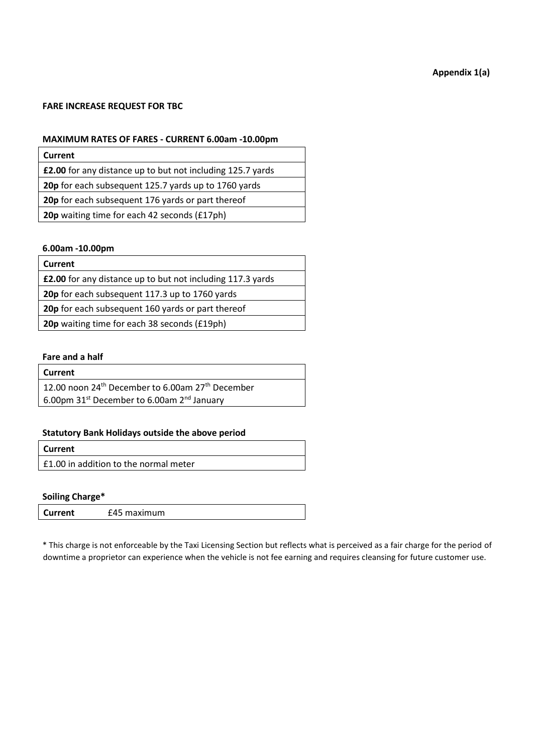**Appendix 1(a)**

**FARE INCREASE REQUEST FOR TBC**

**MAXIMUM RATES OF FARES - CURRENT 6.00am -10.00pm**

| Current |
|---|
| **£2.00** for any distance up to but not including 125.7 yards |
| **20p** for each subsequent 125.7 yards up to 1760 yards |
| **20p** for each subsequent 176 yards or part thereof |
| **20p** waiting time for each 42 seconds (£17ph) |

**6.00am -10.00pm**

| Current |
|---|
| **£2.00** for any distance up to but not including 117.3 yards |
| **20p** for each subsequent 117.3 up to 1760 yards |
| **20p** for each subsequent 160 yards or part thereof |
| **20p** waiting time for each 38 seconds (£19ph) |

**Fare and a half**

| Current |
|---|
| 12.00 noon 24th December to 6.00am 27th December<br>6.00pm 31st December to 6.00am 2nd January |

**Statutory Bank Holidays outside the above period**

| Current |
|---|
| £1.00 in addition to the normal meter |

**Soiling Charge***

| Current | £45 maximum |
|---|---|

* This charge is not enforceable by the Taxi Licensing Section but reflects what is perceived as a fair charge for the period of downtime a proprietor can experience when the vehicle is not fee earning and requires cleansing for future customer use.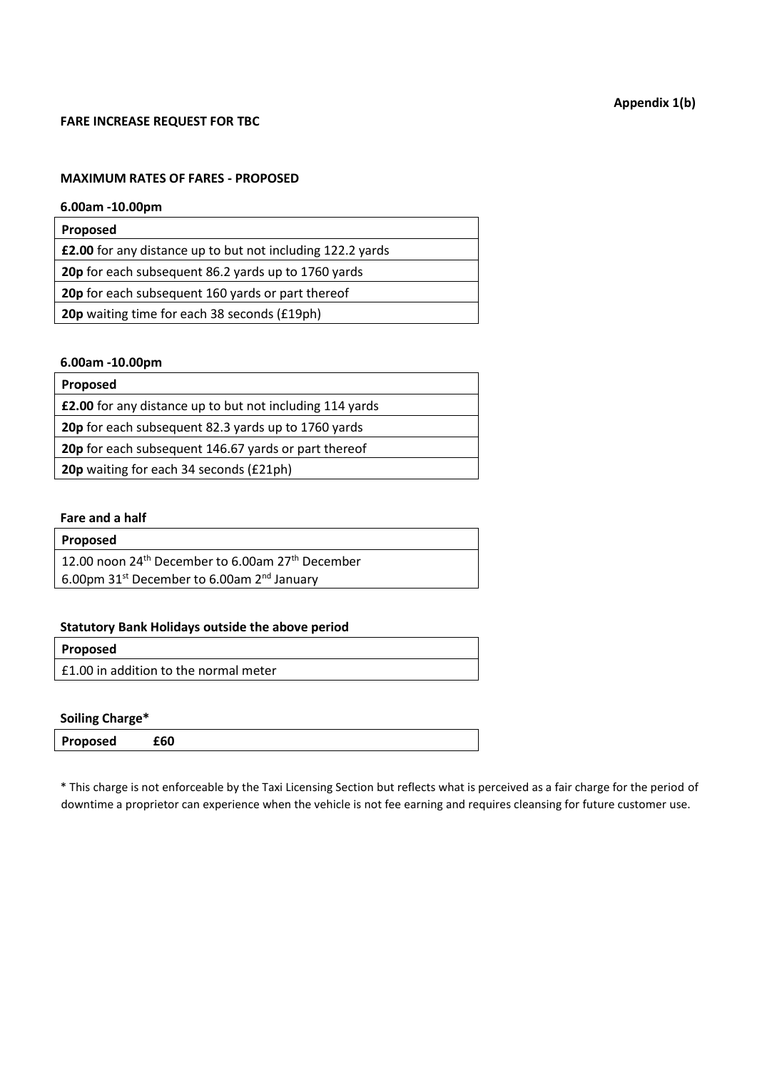**Appendix 1(b)**

**FARE INCREASE REQUEST FOR TBC**

**MAXIMUM RATES OF FARES - PROPOSED**

**6.00am -10.00pm**

| Proposed |
| --- |
| **£2.00** for any distance up to but not including 122.2 yards |
| **20p** for each subsequent 86.2 yards up to 1760 yards |
| **20p** for each subsequent 160 yards or part thereof |
| **20p** waiting time for each 38 seconds (£19ph) |

**6.00am -10.00pm**

| Proposed |
| --- |
| **£2.00** for any distance up to but not including 114 yards |
| **20p** for each subsequent 82.3 yards up to 1760 yards |
| **20p** for each subsequent 146.67 yards or part thereof |
| **20p** waiting for each 34 seconds (£21ph) |

**Fare and a half**

| Proposed |
| --- |
| 12.00 noon 24th December to 6.00am 27th December<br>6.00pm 31st December to 6.00am 2nd January |

**Statutory Bank Holidays outside the above period**

| Proposed |
| --- |
| £1.00 in addition to the normal meter |

**Soiling Charge***

| **Proposed** | **£60** |
| --- | --- |

* This charge is not enforceable by the Taxi Licensing Section but reflects what is perceived as a fair charge for the period of downtime a proprietor can experience when the vehicle is not fee earning and requires cleansing for future customer use.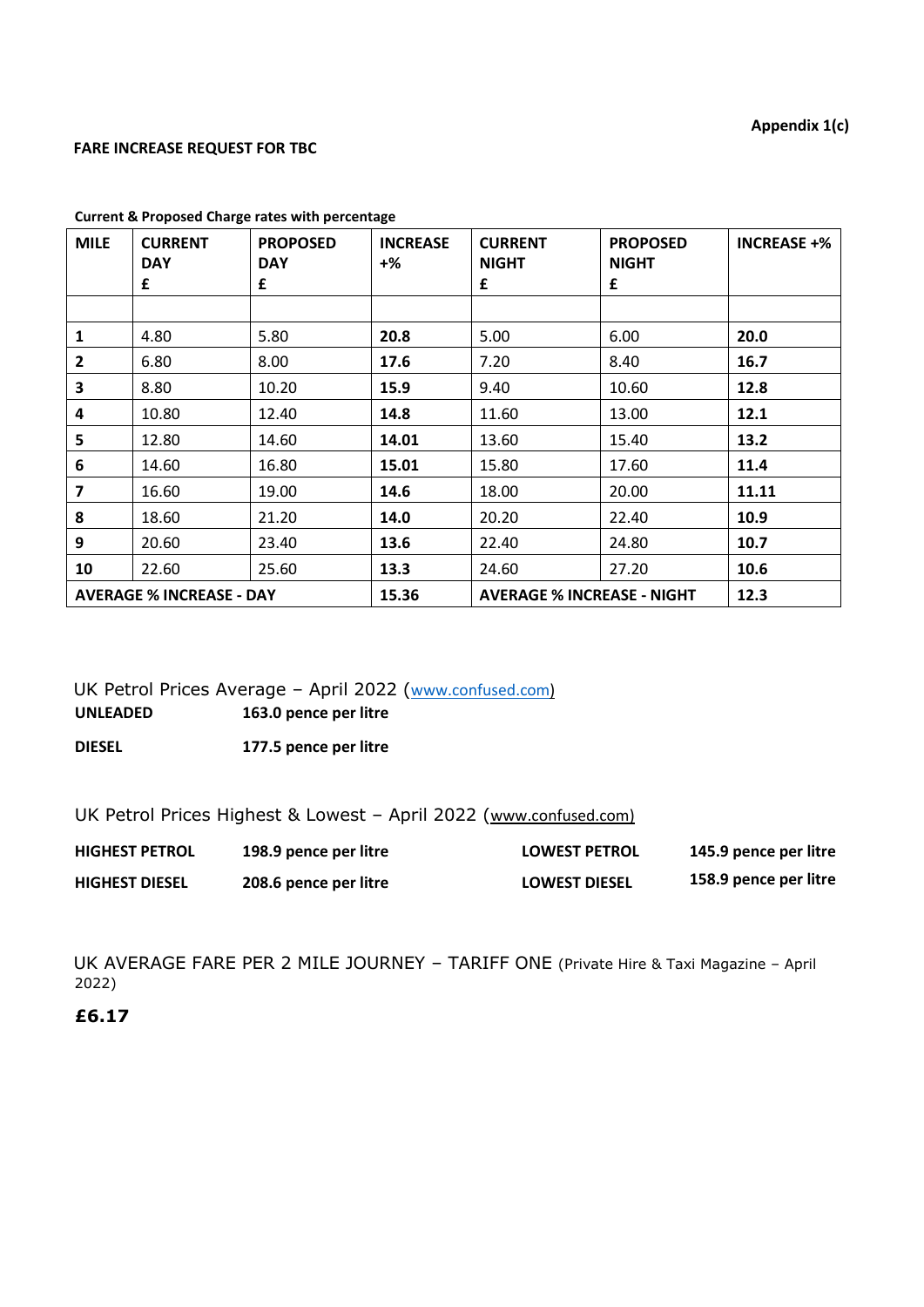**Appendix 1(c)**

**FARE INCREASE REQUEST FOR TBC**

**Current & Proposed Charge rates with percentage**

| MILE | CURRENT DAY £ | PROPOSED DAY £ | INCREASE +% | CURRENT NIGHT £ | PROPOSED NIGHT £ | INCREASE +% |
|---|---|---|---|---|---|---|
| | | | | | | |
| **1** | 4.80 | 5.80 | **20.8** | 5.00 | 6.00 | **20.0** |
| **2** | 6.80 | 8.00 | **17.6** | 7.20 | 8.40 | **16.7** |
| **3** | 8.80 | 10.20 | **15.9** | 9.40 | 10.60 | **12.8** |
| **4** | 10.80 | 12.40 | **14.8** | 11.60 | 13.00 | **12.1** |
| **5** | 12.80 | 14.60 | **14.01** | 13.60 | 15.40 | **13.2** |
| **6** | 14.60 | 16.80 | **15.01** | 15.80 | 17.60 | **11.4** |
| **7** | 16.60 | 19.00 | **14.6** | 18.00 | 20.00 | **11.11** |
| **8** | 18.60 | 21.20 | **14.0** | 20.20 | 22.40 | **10.9** |
| **9** | 20.60 | 23.40 | **13.6** | 22.40 | 24.80 | **10.7** |
| **10** | 22.60 | 25.60 | **13.3** | 24.60 | 27.20 | **10.6** |
| **AVERAGE % INCREASE - DAY** | | | **15.36** | **AVERAGE % INCREASE - NIGHT** | | **12.3** |

UK Petrol Prices Average – April 2022 (www.confused.com)

| | |
|---|---|
| **UNLEADED** | **163.0 pence per litre** |
| **DIESEL** | **177.5 pence per litre** |

UK Petrol Prices Highest & Lowest – April 2022 (www.confused.com)

| | | | |
|---|---|---|---|
| **HIGHEST PETROL** | **198.9 pence per litre** | **LOWEST PETROL** | **145.9 pence per litre** |
| **HIGHEST DIESEL** | **208.6 pence per litre** | **LOWEST DIESEL** | **158.9 pence per litre** |

UK AVERAGE FARE PER 2 MILE JOURNEY – TARIFF ONE (Private Hire & Taxi Magazine – April 2022)

**£6.17**